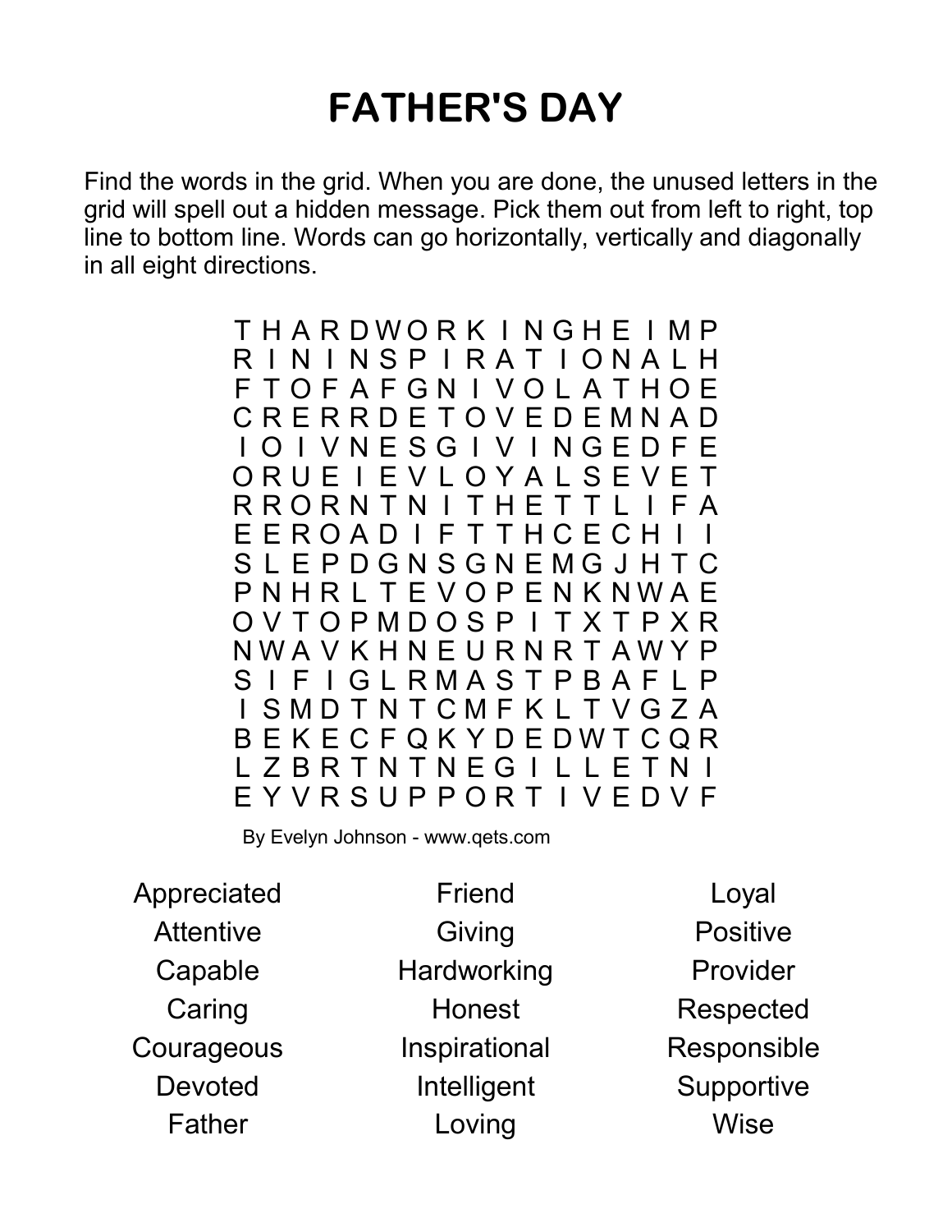# FATHER'S DAY

Find the words in the grid. When you are done, the unused letters in the grid will spell out a hidden message. Pick them out from left to right, top line to bottom line. Words can go horizontally, vertically and diagonally in all eight directions.

```
T H A R D W O R K I N G H E I M P
R I N I N S P I R A T I O N A L H
F T O F A F G N I V O L A T H O E
C R E R R D E T O V E D E M N A D
I O I V N E S G I V I N G E D F E
O R U E I E V L O Y A L S E V E T
R R O R N T N I T H E T T L I F A
E E R O A D I F T T H C E C H I I
S L E P D G N S G N E M G J H T C
P N H R L T E V O P E N K N W A E
O V T O P M D O S P I T X T P X R
N W A V K H N E U R N R T A W Y P
S I F I G L R M A S T P B A F L P
I S M D T N T C M F K L T V G Z A
B E K E C F Q K Y D E D W T C Q R
L Z B R T N T N E G I L L E T N I
E Y V R S U P P O R T I V E D V F
```

By Evelyn Johnson - www.qets.com

| | | |
|---|---|---|
| Appreciated | Friend | Loyal |
| Attentive | Giving | Positive |
| Capable | Hardworking | Provider |
| Caring | Honest | Respected |
| Courageous | Inspirational | Responsible |
| Devoted | Intelligent | Supportive |
| Father | Loving | Wise |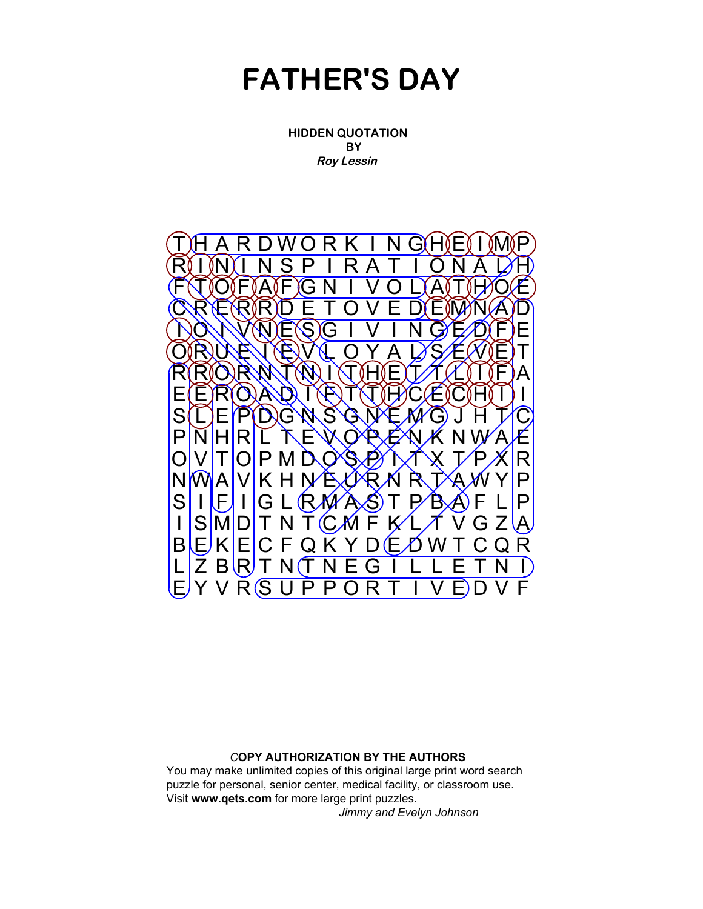# FATHER'S DAY

**HIDDEN QUOTATION**
**BY**
***Roy Lessin***

```
T H A R D W O R K I N G H E I M P
R I N I N S P I R A T I O N A L H
F T O F A F G N I V O L A T H O E
C R E R R D E T O V E D E M N A D
I O I V N E S G I V I N G E D F E
O R U E I E V L O Y A L S E V E T
R R O R N T N I T H E T T L I F A
E E R O A D I F T T H C E C H I I
S L E P D G N S G N E M G J H T C
P N H R L T E V O P E N K N W A E
O V T O P M D O S P I T X T P X R
N W A V K H N E U R N R T A W Y P
S I F I G L R M A S T P B A F L P
I S M D T N T C M F K L T V G Z A
B E K E C F Q K Y D E D W T C Q R
L Z B R T N T N E G I L L E T N I
E Y V R S U P P O R T I V E D V F
```

**COPY AUTHORIZATION BY THE AUTHORS**
You may make unlimited copies of this original large print word search puzzle for personal, senior center, medical facility, or classroom use. Visit **www.qets.com** for more large print puzzles.
*Jimmy and Evelyn Johnson*